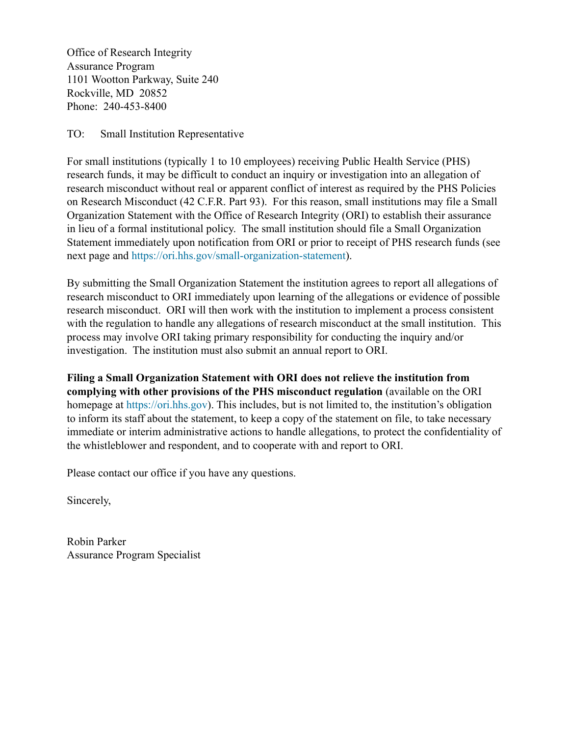Office of Research Integrity
Assurance Program
1101 Wootton Parkway, Suite 240
Rockville, MD 20852
Phone: 240-453-8400

TO: Small Institution Representative

For small institutions (typically 1 to 10 employees) receiving Public Health Service (PHS) research funds, it may be difficult to conduct an inquiry or investigation into an allegation of research misconduct without real or apparent conflict of interest as required by the PHS Policies on Research Misconduct (42 C.F.R. Part 93). For this reason, small institutions may file a Small Organization Statement with the Office of Research Integrity (ORI) to establish their assurance in lieu of a formal institutional policy. The small institution should file a Small Organization Statement immediately upon notification from ORI or prior to receipt of PHS research funds (see next page and https://ori.hhs.gov/small-organization-statement).

By submitting the Small Organization Statement the institution agrees to report all allegations of research misconduct to ORI immediately upon learning of the allegations or evidence of possible research misconduct. ORI will then work with the institution to implement a process consistent with the regulation to handle any allegations of research misconduct at the small institution. This process may involve ORI taking primary responsibility for conducting the inquiry and/or investigation. The institution must also submit an annual report to ORI.

**Filing a Small Organization Statement with ORI does not relieve the institution from complying with other provisions of the PHS misconduct regulation** (available on the ORI homepage at https://ori.hhs.gov). This includes, but is not limited to, the institution's obligation to inform its staff about the statement, to keep a copy of the statement on file, to take necessary immediate or interim administrative actions to handle allegations, to protect the confidentiality of the whistleblower and respondent, and to cooperate with and report to ORI.

Please contact our office if you have any questions.

Sincerely,

Robin Parker
Assurance Program Specialist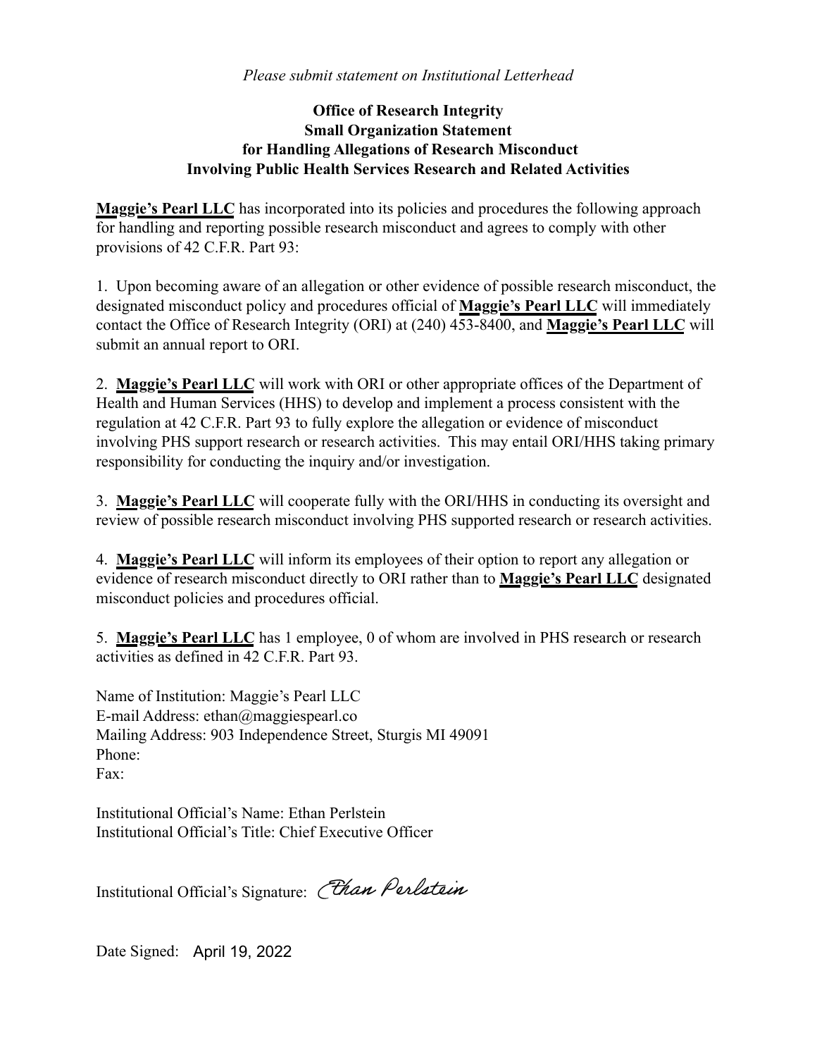*Please submit statement on Institutional Letterhead*

**Office of Research Integrity**
**Small Organization Statement**
**for Handling Allegations of Research Misconduct**
**Involving Public Health Services Research and Related Activities**

**Maggie's Pearl LLC** has incorporated into its policies and procedures the following approach for handling and reporting possible research misconduct and agrees to comply with other provisions of 42 C.F.R. Part 93:

1. Upon becoming aware of an allegation or other evidence of possible research misconduct, the designated misconduct policy and procedures official of **Maggie's Pearl LLC** will immediately contact the Office of Research Integrity (ORI) at (240) 453-8400, and **Maggie's Pearl LLC** will submit an annual report to ORI.

2. **Maggie's Pearl LLC** will work with ORI or other appropriate offices of the Department of Health and Human Services (HHS) to develop and implement a process consistent with the regulation at 42 C.F.R. Part 93 to fully explore the allegation or evidence of misconduct involving PHS support research or research activities. This may entail ORI/HHS taking primary responsibility for conducting the inquiry and/or investigation.

3. **Maggie's Pearl LLC** will cooperate fully with the ORI/HHS in conducting its oversight and review of possible research misconduct involving PHS supported research or research activities.

4. **Maggie's Pearl LLC** will inform its employees of their option to report any allegation or evidence of research misconduct directly to ORI rather than to **Maggie's Pearl LLC** designated misconduct policies and procedures official.

5. **Maggie's Pearl LLC** has 1 employee, 0 of whom are involved in PHS research or research activities as defined in 42 C.F.R. Part 93.

Name of Institution: Maggie's Pearl LLC
E-mail Address: ethan@maggiespearl.co
Mailing Address: 903 Independence Street, Sturgis MI 49091
Phone:
Fax:

Institutional Official's Name: Ethan Perlstein
Institutional Official's Title: Chief Executive Officer

Institutional Official's Signature: Ethan Perlstein

Date Signed: April 19, 2022